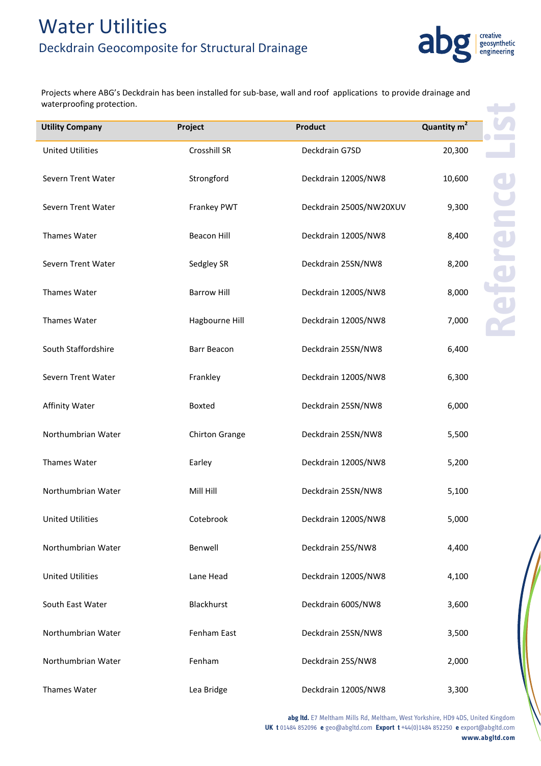# Water Utilities

## Deckdrain Geocomposite for Structural Drainage

Projects where ABG's Deckdrain has been installed for sub-base, wall and roof applications to provide drainage and waterproofing protection.

**Reference List**

| Utility Company | Project | Product | Quantity $m^2$ |
|---|---|---|---|
| United Utilities | Crosshill SR | Deckdrain G7SD | 20,300 |
| Severn Trent Water | Strongford | Deckdrain 1200S/NW8 | 10,600 |
| Severn Trent Water | Frankey PWT | Deckdrain 2500S/NW20XUV | 9,300 |
| Thames Water | Beacon Hill | Deckdrain 1200S/NW8 | 8,400 |
| Severn Trent Water | Sedgley SR | Deckdrain 25SN/NW8 | 8,200 |
| Thames Water | Barrow Hill | Deckdrain 1200S/NW8 | 8,000 |
| Thames Water | Hagbourne Hill | Deckdrain 1200S/NW8 | 7,000 |
| South Staffordshire | Barr Beacon | Deckdrain 25SN/NW8 | 6,400 |
| Severn Trent Water | Frankley | Deckdrain 1200S/NW8 | 6,300 |
| Affinity Water | Boxted | Deckdrain 25SN/NW8 | 6,000 |
| Northumbrian Water | Chirton Grange | Deckdrain 25SN/NW8 | 5,500 |
| Thames Water | Earley | Deckdrain 1200S/NW8 | 5,200 |
| Northumbrian Water | Mill Hill | Deckdrain 25SN/NW8 | 5,100 |
| United Utilities | Cotebrook | Deckdrain 1200S/NW8 | 5,000 |
| Northumbrian Water | Benwell | Deckdrain 25S/NW8 | 4,400 |
| United Utilities | Lane Head | Deckdrain 1200S/NW8 | 4,100 |
| South East Water | Blackhurst | Deckdrain 600S/NW8 | 3,600 |
| Northumbrian Water | Fenham East | Deckdrain 25SN/NW8 | 3,500 |
| Northumbrian Water | Fenham | Deckdrain 25S/NW8 | 2,000 |
| Thames Water | Lea Bridge | Deckdrain 1200S/NW8 | 3,300 |

**abg ltd.** E7 Meltham Mills Rd, Meltham, West Yorkshire, HD9 4DS, United Kingdom
**UK t** 01484 852096 **e** geo@abgltd.com **Export t** +44(0)1484 852250 **e** export@abgltd.com
**www.abgltd.com**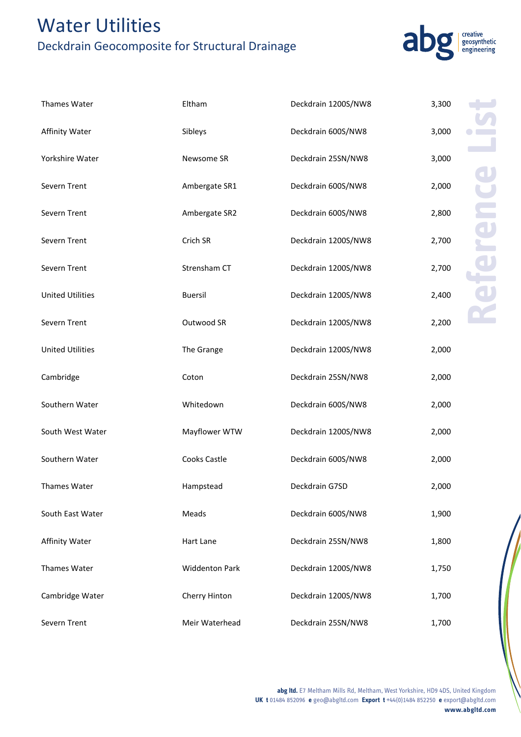# Water Utilities

## Deckdrain Geocomposite for Structural Drainage

Reference List

| | | | |
|---|---|---|---|
| Thames Water | Eltham | Deckdrain 1200S/NW8 | 3,300 |
| Affinity Water | Sibleys | Deckdrain 600S/NW8 | 3,000 |
| Yorkshire Water | Newsome SR | Deckdrain 25SN/NW8 | 3,000 |
| Severn Trent | Ambergate SR1 | Deckdrain 600S/NW8 | 2,000 |
| Severn Trent | Ambergate SR2 | Deckdrain 600S/NW8 | 2,800 |
| Severn Trent | Crich SR | Deckdrain 1200S/NW8 | 2,700 |
| Severn Trent | Strensham CT | Deckdrain 1200S/NW8 | 2,700 |
| United Utilities | Buersil | Deckdrain 1200S/NW8 | 2,400 |
| Severn Trent | Outwood SR | Deckdrain 1200S/NW8 | 2,200 |
| United Utilities | The Grange | Deckdrain 1200S/NW8 | 2,000 |
| Cambridge | Coton | Deckdrain 25SN/NW8 | 2,000 |
| Southern Water | Whitedown | Deckdrain 600S/NW8 | 2,000 |
| South West Water | Mayflower WTW | Deckdrain 1200S/NW8 | 2,000 |
| Southern Water | Cooks Castle | Deckdrain 600S/NW8 | 2,000 |
| Thames Water | Hampstead | Deckdrain G7SD | 2,000 |
| South East Water | Meads | Deckdrain 600S/NW8 | 1,900 |
| Affinity Water | Hart Lane | Deckdrain 25SN/NW8 | 1,800 |
| Thames Water | Widdenton Park | Deckdrain 1200S/NW8 | 1,750 |
| Cambridge Water | Cherry Hinton | Deckdrain 1200S/NW8 | 1,700 |
| Severn Trent | Meir Waterhead | Deckdrain 25SN/NW8 | 1,700 |

**abg ltd.** E7 Meltham Mills Rd, Meltham, West Yorkshire, HD9 4DS, United Kingdom
**UK t** 01484 852096 **e** geo@abgltd.com **Export t** +44(0)1484 852250 **e** export@abgltd.com
**www.abgltd.com**